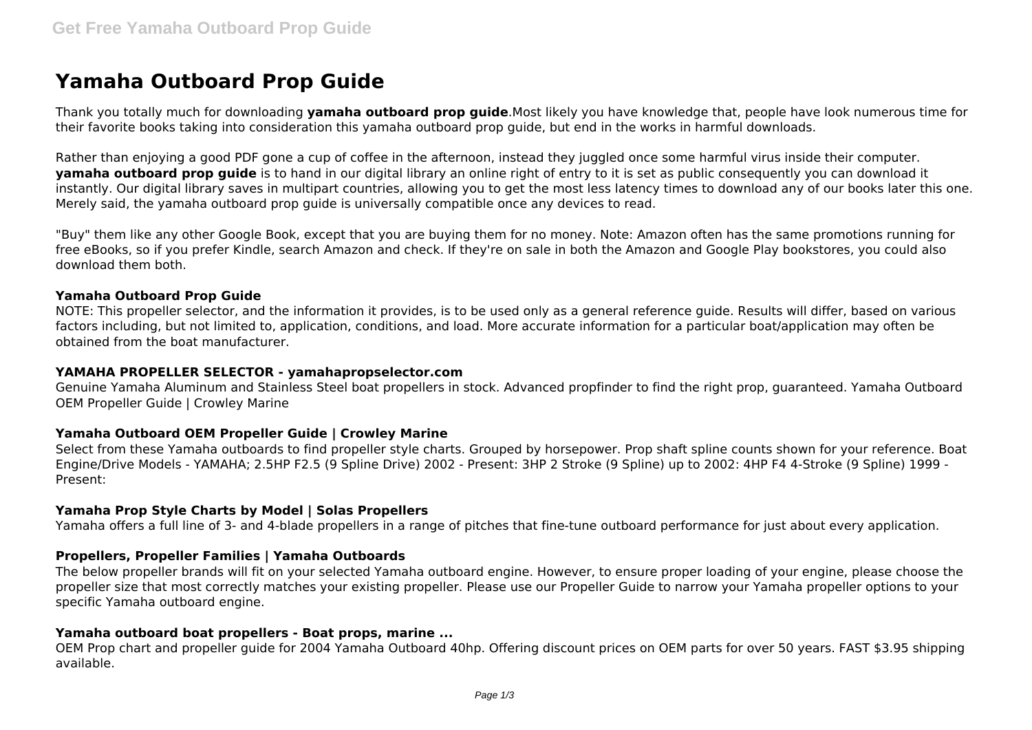# Yamaha Outboard Prop Guide

Thank you totally much for downloading **yamaha outboard prop guide**.Most likely you have knowledge that, people have look numerous time for their favorite books taking into consideration this yamaha outboard prop guide, but end in the works in harmful downloads.

Rather than enjoying a good PDF gone a cup of coffee in the afternoon, instead they juggled once some harmful virus inside their computer. **yamaha outboard prop guide** is to hand in our digital library an online right of entry to it is set as public consequently you can download it instantly. Our digital library saves in multipart countries, allowing you to get the most less latency times to download any of our books later this one. Merely said, the yamaha outboard prop guide is universally compatible once any devices to read.

"Buy" them like any other Google Book, except that you are buying them for no money. Note: Amazon often has the same promotions running for free eBooks, so if you prefer Kindle, search Amazon and check. If they're on sale in both the Amazon and Google Play bookstores, you could also download them both.

### Yamaha Outboard Prop Guide

NOTE: This propeller selector, and the information it provides, is to be used only as a general reference guide. Results will differ, based on various factors including, but not limited to, application, conditions, and load. More accurate information for a particular boat/application may often be obtained from the boat manufacturer.

### YAMAHA PROPELLER SELECTOR - yamahapropselector.com

Genuine Yamaha Aluminum and Stainless Steel boat propellers in stock. Advanced propfinder to find the right prop, guaranteed. Yamaha Outboard OEM Propeller Guide | Crowley Marine

### Yamaha Outboard OEM Propeller Guide | Crowley Marine

Select from these Yamaha outboards to find propeller style charts. Grouped by horsepower. Prop shaft spline counts shown for your reference. Boat Engine/Drive Models - YAMAHA; 2.5HP F2.5 (9 Spline Drive) 2002 - Present: 3HP 2 Stroke (9 Spline) up to 2002: 4HP F4 4-Stroke (9 Spline) 1999 - Present:

### Yamaha Prop Style Charts by Model | Solas Propellers

Yamaha offers a full line of 3- and 4-blade propellers in a range of pitches that fine-tune outboard performance for just about every application.

### Propellers, Propeller Families | Yamaha Outboards

The below propeller brands will fit on your selected Yamaha outboard engine. However, to ensure proper loading of your engine, please choose the propeller size that most correctly matches your existing propeller. Please use our Propeller Guide to narrow your Yamaha propeller options to your specific Yamaha outboard engine.

### Yamaha outboard boat propellers - Boat props, marine ...

OEM Prop chart and propeller guide for 2004 Yamaha Outboard 40hp. Offering discount prices on OEM parts for over 50 years. FAST $3.95 shipping available.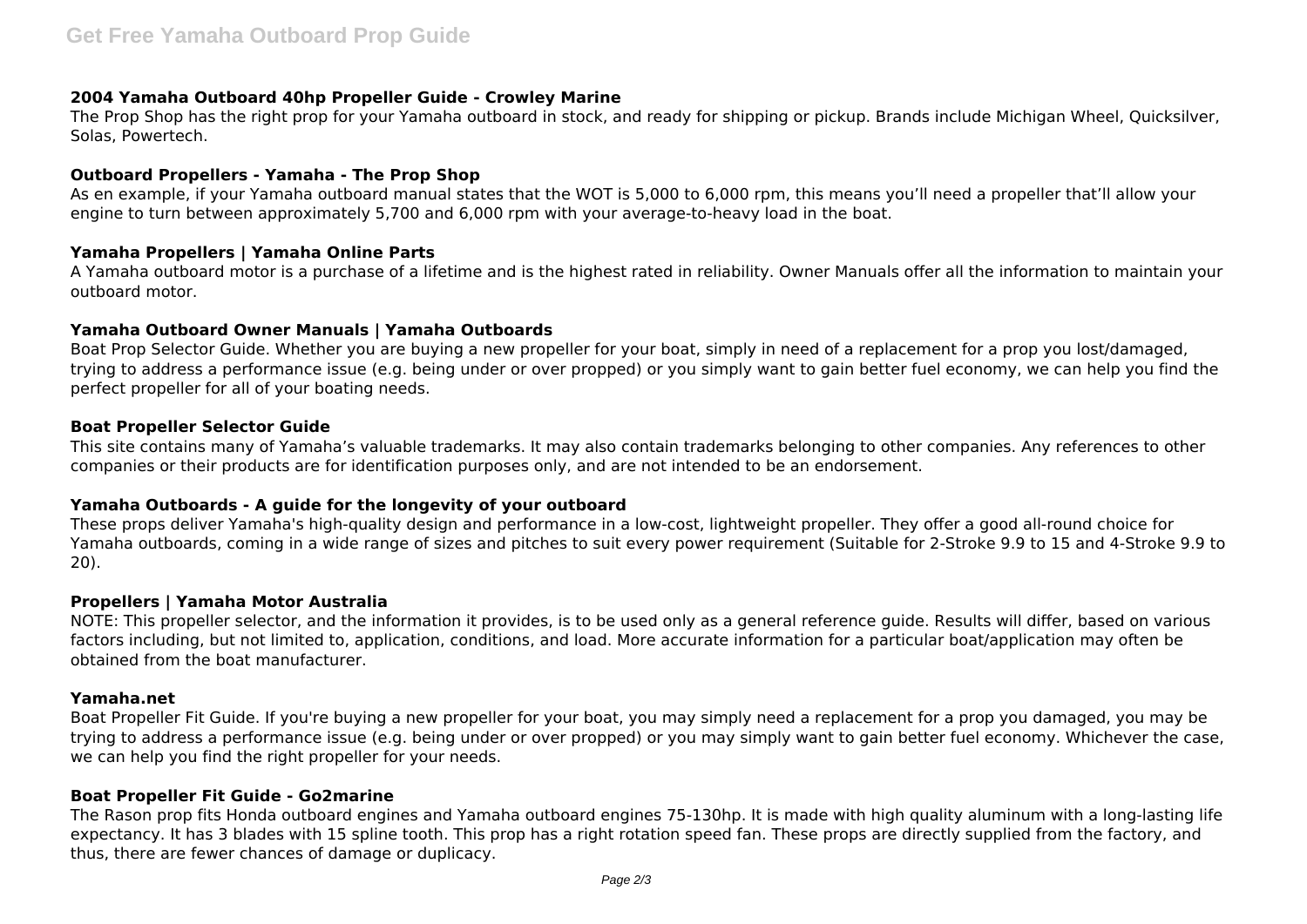### 2004 Yamaha Outboard 40hp Propeller Guide - Crowley Marine

The Prop Shop has the right prop for your Yamaha outboard in stock, and ready for shipping or pickup. Brands include Michigan Wheel, Quicksilver, Solas, Powertech.

### Outboard Propellers - Yamaha - The Prop Shop

As en example, if your Yamaha outboard manual states that the WOT is 5,000 to 6,000 rpm, this means you'll need a propeller that'll allow your engine to turn between approximately 5,700 and 6,000 rpm with your average-to-heavy load in the boat.

### Yamaha Propellers | Yamaha Online Parts

A Yamaha outboard motor is a purchase of a lifetime and is the highest rated in reliability. Owner Manuals offer all the information to maintain your outboard motor.

### Yamaha Outboard Owner Manuals | Yamaha Outboards

Boat Prop Selector Guide. Whether you are buying a new propeller for your boat, simply in need of a replacement for a prop you lost/damaged, trying to address a performance issue (e.g. being under or over propped) or you simply want to gain better fuel economy, we can help you find the perfect propeller for all of your boating needs.

### Boat Propeller Selector Guide

This site contains many of Yamaha's valuable trademarks. It may also contain trademarks belonging to other companies. Any references to other companies or their products are for identification purposes only, and are not intended to be an endorsement.

### Yamaha Outboards - A guide for the longevity of your outboard

These props deliver Yamaha's high-quality design and performance in a low-cost, lightweight propeller. They offer a good all-round choice for Yamaha outboards, coming in a wide range of sizes and pitches to suit every power requirement (Suitable for 2-Stroke 9.9 to 15 and 4-Stroke 9.9 to 20).

### Propellers | Yamaha Motor Australia

NOTE: This propeller selector, and the information it provides, is to be used only as a general reference guide. Results will differ, based on various factors including, but not limited to, application, conditions, and load. More accurate information for a particular boat/application may often be obtained from the boat manufacturer.

### Yamaha.net

Boat Propeller Fit Guide. If you're buying a new propeller for your boat, you may simply need a replacement for a prop you damaged, you may be trying to address a performance issue (e.g. being under or over propped) or you may simply want to gain better fuel economy. Whichever the case, we can help you find the right propeller for your needs.

### Boat Propeller Fit Guide - Go2marine

The Rason prop fits Honda outboard engines and Yamaha outboard engines 75-130hp. It is made with high quality aluminum with a long-lasting life expectancy. It has 3 blades with 15 spline tooth. This prop has a right rotation speed fan. These props are directly supplied from the factory, and thus, there are fewer chances of damage or duplicacy.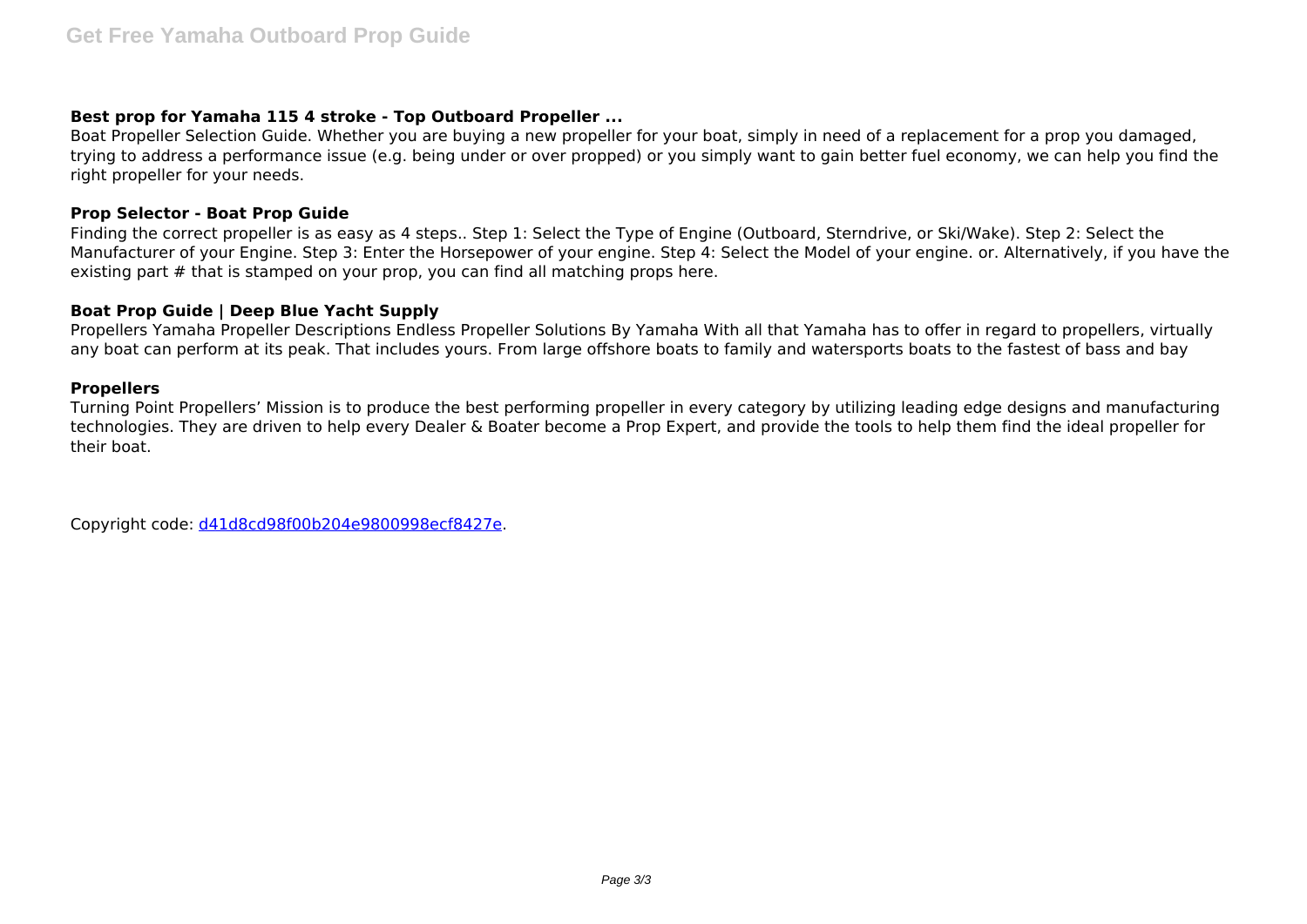**Best prop for Yamaha 115 4 stroke - Top Outboard Propeller ...**

Boat Propeller Selection Guide. Whether you are buying a new propeller for your boat, simply in need of a replacement for a prop you damaged, trying to address a performance issue (e.g. being under or over propped) or you simply want to gain better fuel economy, we can help you find the right propeller for your needs.

**Prop Selector - Boat Prop Guide**

Finding the correct propeller is as easy as 4 steps.. Step 1: Select the Type of Engine (Outboard, Sterndrive, or Ski/Wake). Step 2: Select the Manufacturer of your Engine. Step 3: Enter the Horsepower of your engine. Step 4: Select the Model of your engine. or. Alternatively, if you have the existing part # that is stamped on your prop, you can find all matching props here.

**Boat Prop Guide | Deep Blue Yacht Supply**

Propellers Yamaha Propeller Descriptions Endless Propeller Solutions By Yamaha With all that Yamaha has to offer in regard to propellers, virtually any boat can perform at its peak. That includes yours. From large offshore boats to family and watersports boats to the fastest of bass and bay

**Propellers**

Turning Point Propellers' Mission is to produce the best performing propeller in every category by utilizing leading edge designs and manufacturing technologies. They are driven to help every Dealer & Boater become a Prop Expert, and provide the tools to help them find the ideal propeller for their boat.

Copyright code: d41d8cd98f00b204e9800998ecf8427e.